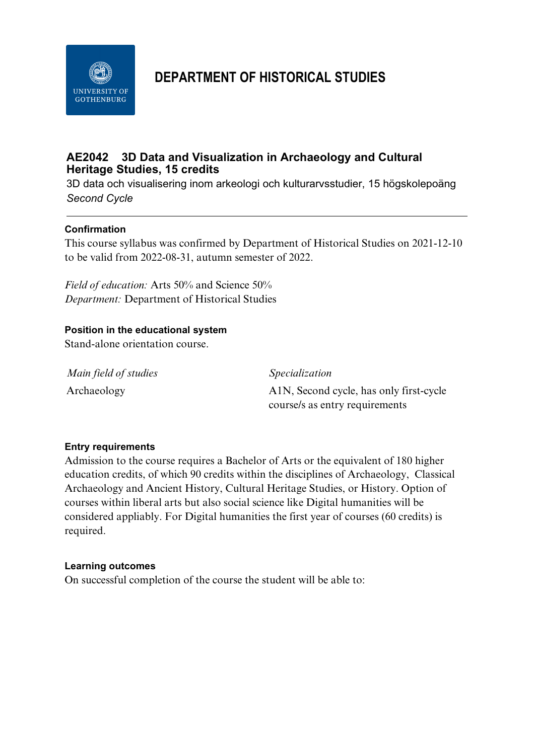# DEPARTMENT OF HISTORICAL STUDIES

## AE2042 3D Data and Visualization in Archaeology and Cultural Heritage Studies, 15 credits

3D data och visualisering inom arkeologi och kulturarvsstudier, 15 högskolepoäng

*Second Cycle*

---

### Confirmation

This course syllabus was confirmed by Department of Historical Studies on 2021-12-10 to be valid from 2022-08-31, autumn semester of 2022.

*Field of education:* Arts 50% and Science 50%
*Department:* Department of Historical Studies

### Position in the educational system

Stand-alone orientation course.

| *Main field of studies* | *Specialization* |
| --- | --- |
| Archaeology | A1N, Second cycle, has only first-cycle course/s as entry requirements |

### Entry requirements

Admission to the course requires a Bachelor of Arts or the equivalent of 180 higher education credits, of which 90 credits within the disciplines of Archaeology, Classical Archaeology and Ancient History, Cultural Heritage Studies, or History. Option of courses within liberal arts but also social science like Digital humanities will be considered appliably. For Digital humanities the first year of courses (60 credits) is required.

### Learning outcomes

On successful completion of the course the student will be able to: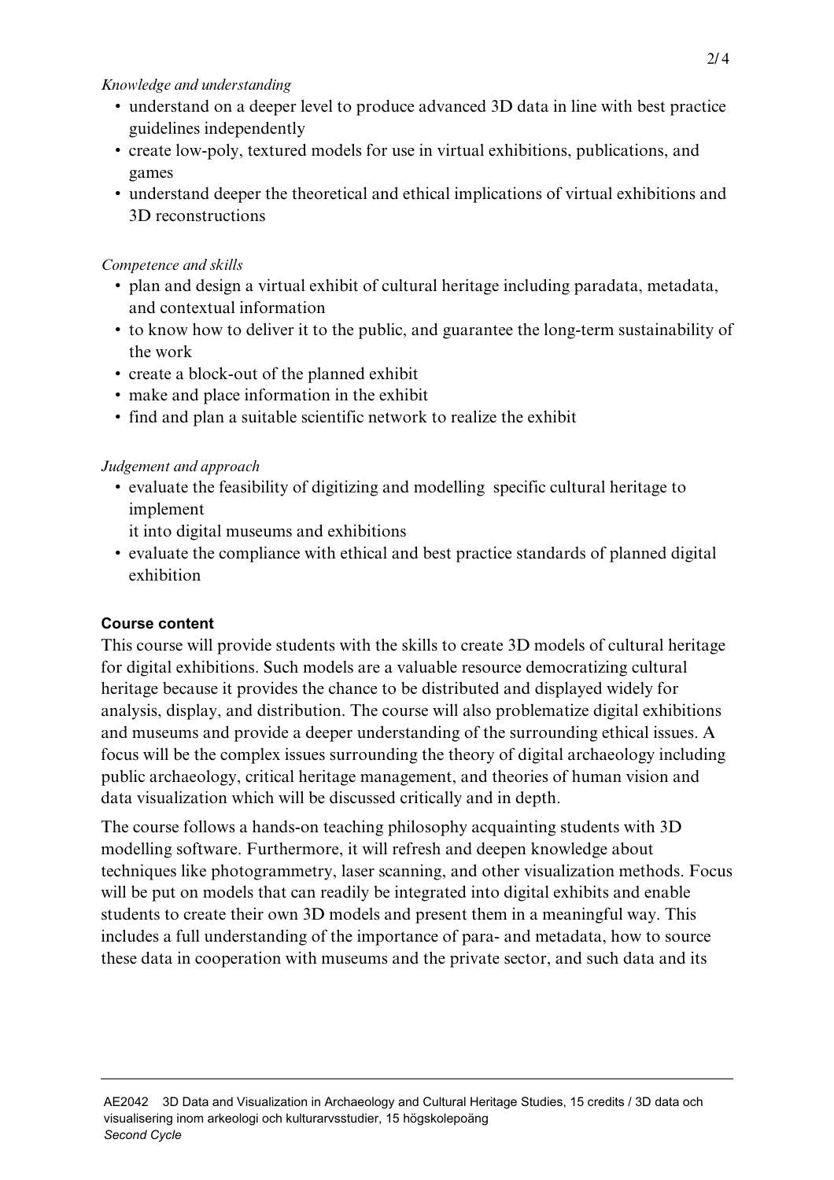*Knowledge and understanding*

- understand on a deeper level to produce advanced 3D data in line with best practice guidelines independently
- create low-poly, textured models for use in virtual exhibitions, publications, and games
- understand deeper the theoretical and ethical implications of virtual exhibitions and 3D reconstructions

*Competence and skills*

- plan and design a virtual exhibit of cultural heritage including paradata, metadata, and contextual information
- to know how to deliver it to the public, and guarantee the long-term sustainability of the work
- create a block-out of the planned exhibit
- make and place information in the exhibit
- find and plan a suitable scientific network to realize the exhibit

*Judgement and approach*

- evaluate the feasibility of digitizing and modelling specific cultural heritage to implement
  it into digital museums and exhibitions
- evaluate the compliance with ethical and best practice standards of planned digital exhibition

**Course content**

This course will provide students with the skills to create 3D models of cultural heritage for digital exhibitions. Such models are a valuable resource democratizing cultural heritage because it provides the chance to be distributed and displayed widely for analysis, display, and distribution. The course will also problematize digital exhibitions and museums and provide a deeper understanding of the surrounding ethical issues. A focus will be the complex issues surrounding the theory of digital archaeology including public archaeology, critical heritage management, and theories of human vision and data visualization which will be discussed critically and in depth.

The course follows a hands-on teaching philosophy acquainting students with 3D modelling software. Furthermore, it will refresh and deepen knowledge about techniques like photogrammetry, laser scanning, and other visualization methods. Focus will be put on models that can readily be integrated into digital exhibits and enable students to create their own 3D models and present them in a meaningful way. This includes a full understanding of the importance of para- and metadata, how to source these data in cooperation with museums and the private sector, and such data and its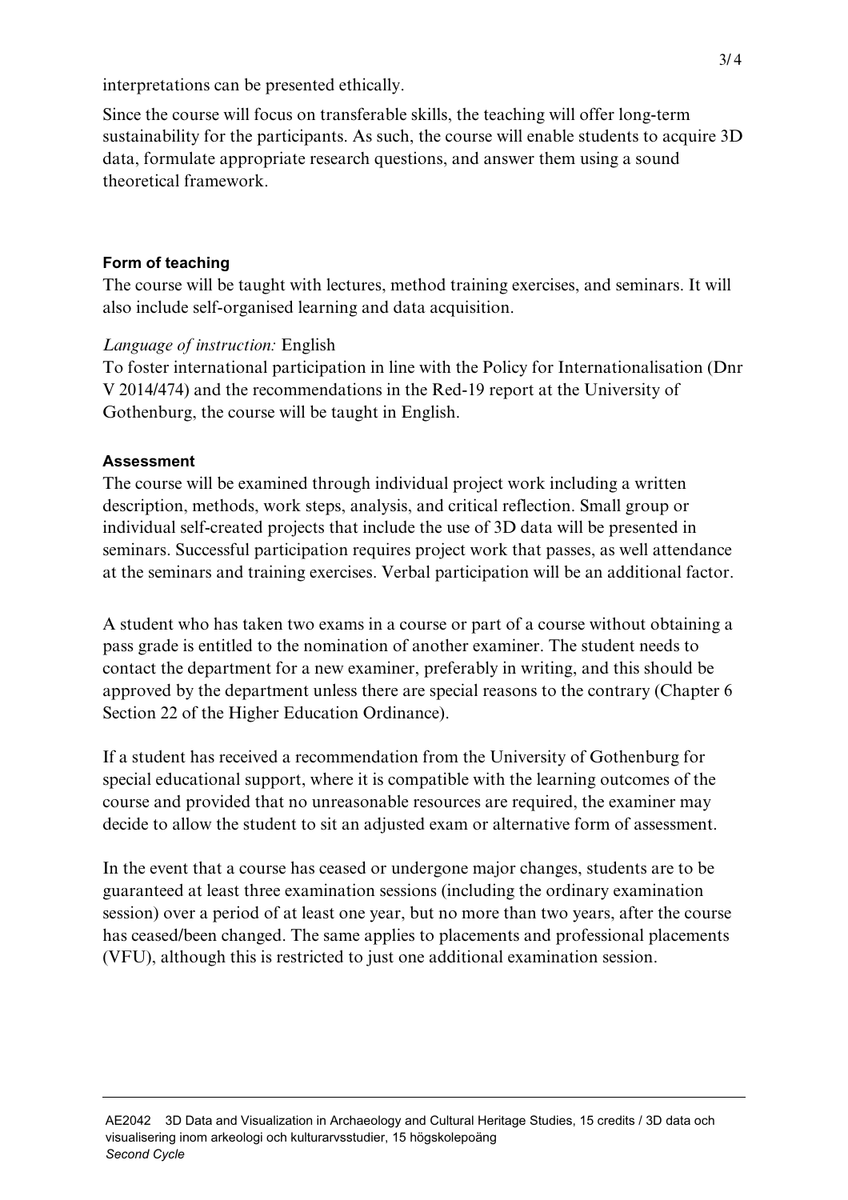interpretations can be presented ethically.

Since the course will focus on transferable skills, the teaching will offer long-term sustainability for the participants. As such, the course will enable students to acquire 3D data, formulate appropriate research questions, and answer them using a sound theoretical framework.

### Form of teaching

The course will be taught with lectures, method training exercises, and seminars. It will also include self-organised learning and data acquisition.

*Language of instruction:* English

To foster international participation in line with the Policy for Internationalisation (Dnr V 2014/474) and the recommendations in the Red-19 report at the University of Gothenburg, the course will be taught in English.

### Assessment

The course will be examined through individual project work including a written description, methods, work steps, analysis, and critical reflection. Small group or individual self-created projects that include the use of 3D data will be presented in seminars. Successful participation requires project work that passes, as well attendance at the seminars and training exercises. Verbal participation will be an additional factor.

A student who has taken two exams in a course or part of a course without obtaining a pass grade is entitled to the nomination of another examiner. The student needs to contact the department for a new examiner, preferably in writing, and this should be approved by the department unless there are special reasons to the contrary (Chapter 6 Section 22 of the Higher Education Ordinance).

If a student has received a recommendation from the University of Gothenburg for special educational support, where it is compatible with the learning outcomes of the course and provided that no unreasonable resources are required, the examiner may decide to allow the student to sit an adjusted exam or alternative form of assessment.

In the event that a course has ceased or undergone major changes, students are to be guaranteed at least three examination sessions (including the ordinary examination session) over a period of at least one year, but no more than two years, after the course has ceased/been changed. The same applies to placements and professional placements (VFU), although this is restricted to just one additional examination session.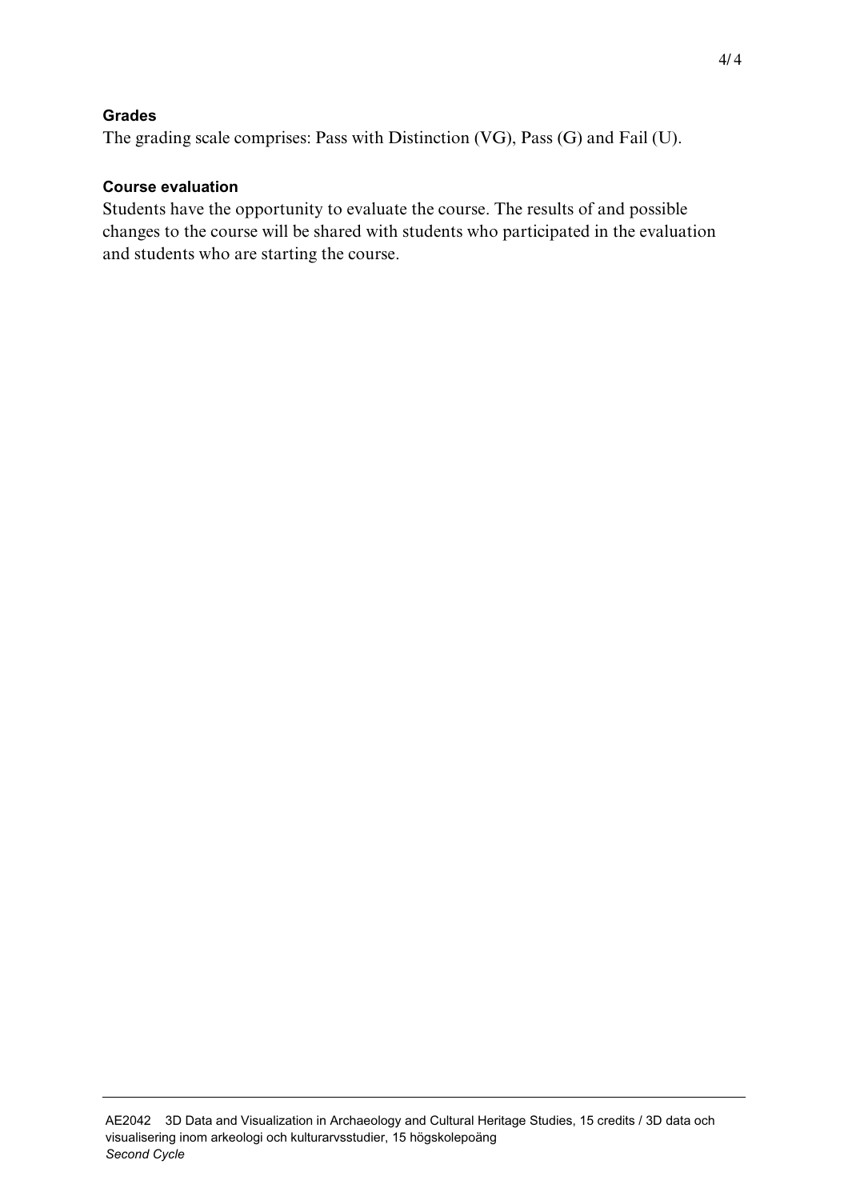### Grades

The grading scale comprises: Pass with Distinction (VG), Pass (G) and Fail (U).

### Course evaluation

Students have the opportunity to evaluate the course. The results of and possible changes to the course will be shared with students who participated in the evaluation and students who are starting the course.